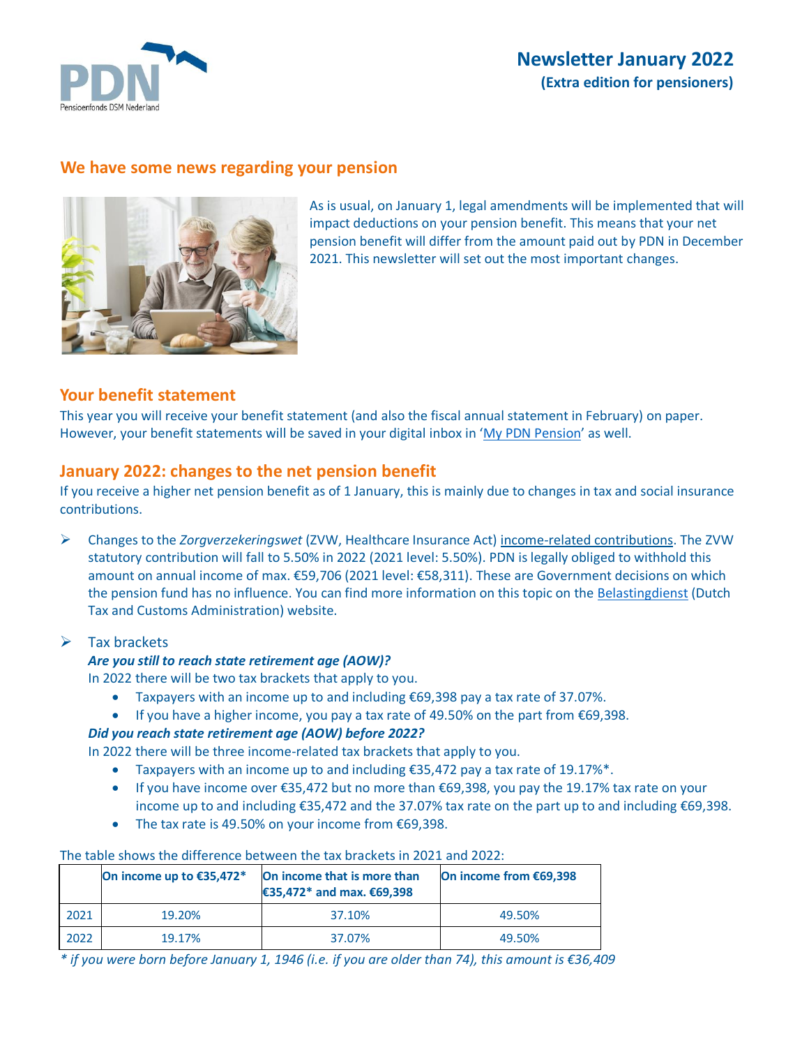# Newsletter January 2022

**(Extra edition for pensioners)**

## We have some news regarding your pension

As is usual, on January 1, legal amendments will be implemented that will impact deductions on your pension benefit. This means that your net pension benefit will differ from the amount paid out by PDN in December 2021. This newsletter will set out the most important changes.

## Your benefit statement

This year you will receive your benefit statement (and also the fiscal annual statement in February) on paper. However, your benefit statements will be saved in your digital inbox in 'My PDN Pension' as well.

## January 2022: changes to the net pension benefit

If you receive a higher net pension benefit as of 1 January, this is mainly due to changes in tax and social insurance contributions.

- Changes to the *Zorgverzekeringswet* (ZVW, Healthcare Insurance Act) income-related contributions. The ZVW statutory contribution will fall to 5.50% in 2022 (2021 level: 5.50%). PDN is legally obliged to withhold this amount on annual income of max. €59,706 (2021 level: €58,311). These are Government decisions on which the pension fund has no influence. You can find more information on this topic on the Belastingdienst (Dutch Tax and Customs Administration) website.

- Tax brackets

  ***Are you still to reach state retirement age (AOW)?***

  In 2022 there will be two tax brackets that apply to you.

  - Taxpayers with an income up to and including €69,398 pay a tax rate of 37.07%.
  - If you have a higher income, you pay a tax rate of 49.50% on the part from €69,398.

  ***Did you reach state retirement age (AOW) before 2022?***

  In 2022 there will be three income-related tax brackets that apply to you.

  - Taxpayers with an income up to and including €35,472 pay a tax rate of 19.17%*.
  - If you have income over €35,472 but no more than €69,398, you pay the 19.17% tax rate on your income up to and including €35,472 and the 37.07% tax rate on the part up to and including €69,398.
  - The tax rate is 49.50% on your income from €69,398.

The table shows the difference between the tax brackets in 2021 and 2022:

| | On income up to €35,472* | On income that is more than €35,472* and max. €69,398 | On income from €69,398 |
|---|---|---|---|
| 2021 | 19.20% | 37.10% | 49.50% |
| 2022 | 19.17% | 37.07% | 49.50% |

*\* if you were born before January 1, 1946 (i.e. if you are older than 74), this amount is €36,409*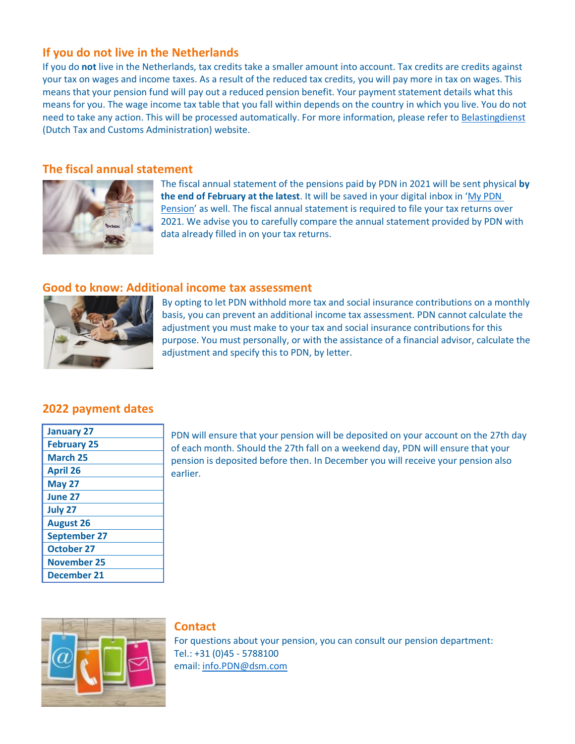## If you do not live in the Netherlands

If you do **not** live in the Netherlands, tax credits take a smaller amount into account. Tax credits are credits against your tax on wages and income taxes. As a result of the reduced tax credits, you will pay more in tax on wages. This means that your pension fund will pay out a reduced pension benefit. Your payment statement details what this means for you. The wage income tax table that you fall within depends on the country in which you live. You do not need to take any action. This will be processed automatically. For more information, please refer to Belastingdienst (Dutch Tax and Customs Administration) website.

## The fiscal annual statement

The fiscal annual statement of the pensions paid by PDN in 2021 will be sent physical **by the end of February at the latest**. It will be saved in your digital inbox in 'My PDN Pension' as well. The fiscal annual statement is required to file your tax returns over 2021. We advise you to carefully compare the annual statement provided by PDN with data already filled in on your tax returns.

## Good to know: Additional income tax assessment

By opting to let PDN withhold more tax and social insurance contributions on a monthly basis, you can prevent an additional income tax assessment. PDN cannot calculate the adjustment you must make to your tax and social insurance contributions for this purpose. You must personally, or with the assistance of a financial advisor, calculate the adjustment and specify this to PDN, by letter.

## 2022 payment dates

| |
|---|
| **January 27** |
| **February 25** |
| **March 25** |
| **April 26** |
| **May 27** |
| **June 27** |
| **July 27** |
| **August 26** |
| **September 27** |
| **October 27** |
| **November 25** |
| **December 21** |

PDN will ensure that your pension will be deposited on your account on the 27th day of each month. Should the 27th fall on a weekend day, PDN will ensure that your pension is deposited before then. In December you will receive your pension also earlier.

## Contact

For questions about your pension, you can consult our pension department:
Tel.: +31 (0)45 - 5788100
email: info.PDN@dsm.com